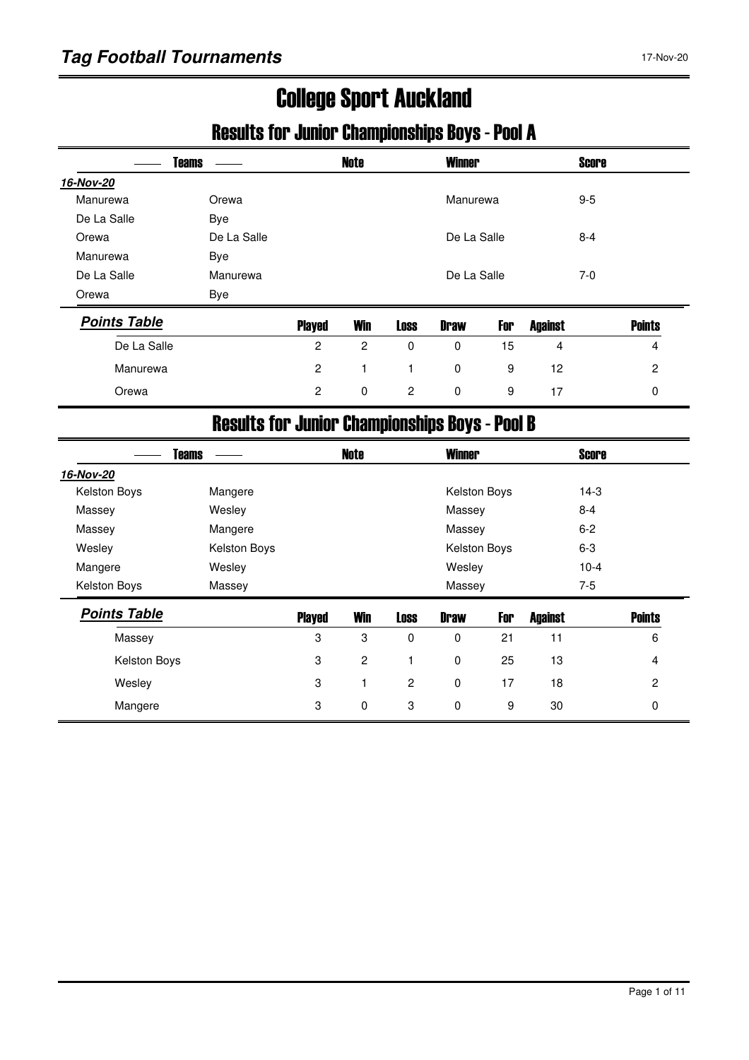# College Sport Auckland

## Results for Junior Championships Boys - Pool A

| Teams | | Note | Winner | Score |
|---|---|---|---|---|
| ***16-Nov-20*** | | | | |
| Manurewa | Orewa | | Manurewa | 9-5 |
| De La Salle | Bye | | | |
| Orewa | De La Salle | | De La Salle | 8-4 |
| Manurewa | Bye | | | |
| De La Salle | Manurewa | | De La Salle | 7-0 |
| Orewa | Bye | | | |

| ***Points Table*** | Played | Win | Loss | Draw | For | Against | Points |
|---|---|---|---|---|---|---|---|
| De La Salle | 2 | 2 | 0 | 0 | 15 | 4 | 4 |
| Manurewa | 2 | 1 | 1 | 0 | 9 | 12 | 2 |
| Orewa | 2 | 0 | 2 | 0 | 9 | 17 | 0 |

## Results for Junior Championships Boys - Pool B

| Teams | | Note | Winner | Score |
|---|---|---|---|---|
| ***16-Nov-20*** | | | | |
| Kelston Boys | Mangere | | Kelston Boys | 14-3 |
| Massey | Wesley | | Massey | 8-4 |
| Massey | Mangere | | Massey | 6-2 |
| Wesley | Kelston Boys | | Kelston Boys | 6-3 |
| Mangere | Wesley | | Wesley | 10-4 |
| Kelston Boys | Massey | | Massey | 7-5 |

| ***Points Table*** | Played | Win | Loss | Draw | For | Against | Points |
|---|---|---|---|---|---|---|---|
| Massey | 3 | 3 | 0 | 0 | 21 | 11 | 6 |
| Kelston Boys | 3 | 2 | 1 | 0 | 25 | 13 | 4 |
| Wesley | 3 | 1 | 2 | 0 | 17 | 18 | 2 |
| Mangere | 3 | 0 | 3 | 0 | 9 | 30 | 0 |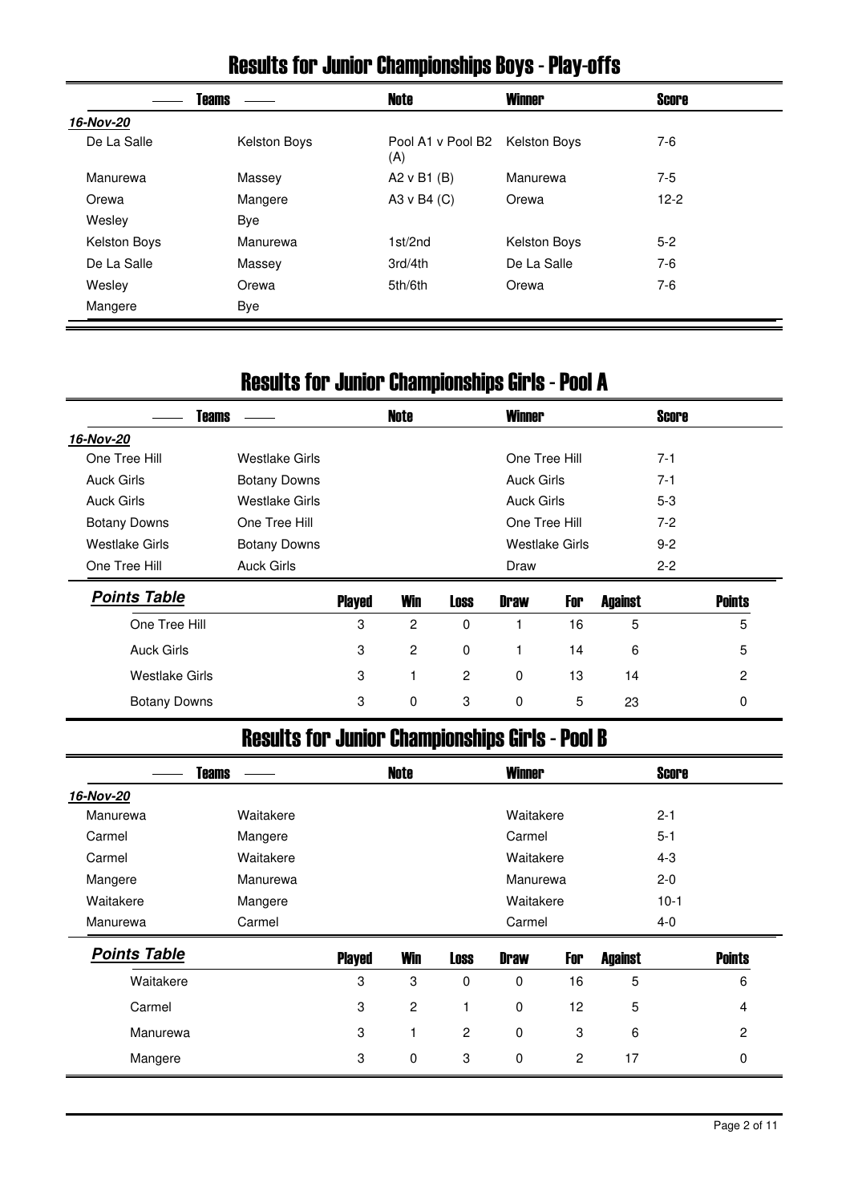## Results for Junior Championships Boys - Play-offs

| Teams | | Note | Winner | Score |
|---|---|---|---|---|
| ***16-Nov-20*** | | | | |
| De La Salle | Kelston Boys | Pool A1 v Pool B2 (A) | Kelston Boys | 7-6 |
| Manurewa | Massey | A2 v B1 (B) | Manurewa | 7-5 |
| Orewa | Mangere | A3 v B4 (C) | Orewa | 12-2 |
| Wesley | Bye | | | |
| Kelston Boys | Manurewa | 1st/2nd | Kelston Boys | 5-2 |
| De La Salle | Massey | 3rd/4th | De La Salle | 7-6 |
| Wesley | Orewa | 5th/6th | Orewa | 7-6 |
| Mangere | Bye | | | |

## Results for Junior Championships Girls - Pool A

| Teams | | Note | Winner | Score |
|---|---|---|---|---|
| ***16-Nov-20*** | | | | |
| One Tree Hill | Westlake Girls | | One Tree Hill | 7-1 |
| Auck Girls | Botany Downs | | Auck Girls | 7-1 |
| Auck Girls | Westlake Girls | | Auck Girls | 5-3 |
| Botany Downs | One Tree Hill | | One Tree Hill | 7-2 |
| Westlake Girls | Botany Downs | | Westlake Girls | 9-2 |
| One Tree Hill | Auck Girls | | Draw | 2-2 |

| ***Points Table*** | Played | Win | Loss | Draw | For | Against | Points |
|---|---|---|---|---|---|---|---|
| One Tree Hill | 3 | 2 | 0 | 1 | 16 | 5 | 5 |
| Auck Girls | 3 | 2 | 0 | 1 | 14 | 6 | 5 |
| Westlake Girls | 3 | 1 | 2 | 0 | 13 | 14 | 2 |
| Botany Downs | 3 | 0 | 3 | 0 | 5 | 23 | 0 |

## Results for Junior Championships Girls - Pool B

| Teams | | Note | Winner | Score |
|---|---|---|---|---|
| ***16-Nov-20*** | | | | |
| Manurewa | Waitakere | | Waitakere | 2-1 |
| Carmel | Mangere | | Carmel | 5-1 |
| Carmel | Waitakere | | Waitakere | 4-3 |
| Mangere | Manurewa | | Manurewa | 2-0 |
| Waitakere | Mangere | | Waitakere | 10-1 |
| Manurewa | Carmel | | Carmel | 4-0 |

| ***Points Table*** | Played | Win | Loss | Draw | For | Against | Points |
|---|---|---|---|---|---|---|---|
| Waitakere | 3 | 3 | 0 | 0 | 16 | 5 | 6 |
| Carmel | 3 | 2 | 1 | 0 | 12 | 5 | 4 |
| Manurewa | 3 | 1 | 2 | 0 | 3 | 6 | 2 |
| Mangere | 3 | 0 | 3 | 0 | 2 | 17 | 0 |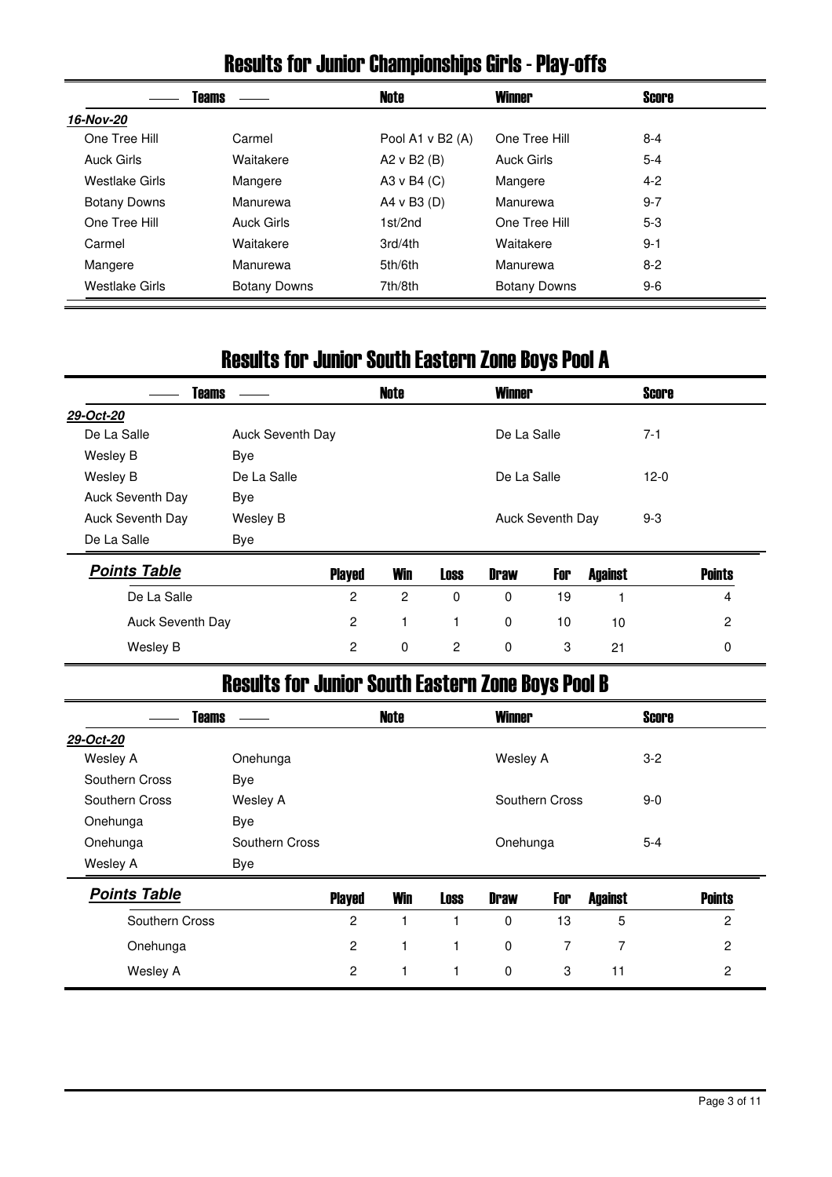# Results for Junior Championships Girls - Play-offs

| Teams | | Note | Winner | Score |
|---|---|---|---|---|
| ***16-Nov-20*** | | | | |
| One Tree Hill | Carmel | Pool A1 v B2 (A) | One Tree Hill | 8-4 |
| Auck Girls | Waitakere | A2 v B2 (B) | Auck Girls | 5-4 |
| Westlake Girls | Mangere | A3 v B4 (C) | Mangere | 4-2 |
| Botany Downs | Manurewa | A4 v B3 (D) | Manurewa | 9-7 |
| One Tree Hill | Auck Girls | 1st/2nd | One Tree Hill | 5-3 |
| Carmel | Waitakere | 3rd/4th | Waitakere | 9-1 |
| Mangere | Manurewa | 5th/6th | Manurewa | 8-2 |
| Westlake Girls | Botany Downs | 7th/8th | Botany Downs | 9-6 |

# Results for Junior South Eastern Zone Boys Pool A

| Teams | | Note | Winner | Score |
|---|---|---|---|---|
| ***29-Oct-20*** | | | | |
| De La Salle | Auck Seventh Day | | De La Salle | 7-1 |
| Wesley B | Bye | | | |
| Wesley B | De La Salle | | De La Salle | 12-0 |
| Auck Seventh Day | Bye | | | |
| Auck Seventh Day | Wesley B | | Auck Seventh Day | 9-3 |
| De La Salle | Bye | | | |

***Points Table***

| Team | Played | Win | Loss | Draw | For | Against | Points |
|---|---|---|---|---|---|---|---|
| De La Salle | 2 | 2 | 0 | 0 | 19 | 1 | 4 |
| Auck Seventh Day | 2 | 1 | 1 | 0 | 10 | 10 | 2 |
| Wesley B | 2 | 0 | 2 | 0 | 3 | 21 | 0 |

# Results for Junior South Eastern Zone Boys Pool B

| Teams | | Note | Winner | Score |
|---|---|---|---|---|
| ***29-Oct-20*** | | | | |
| Wesley A | Onehunga | | Wesley A | 3-2 |
| Southern Cross | Bye | | | |
| Southern Cross | Wesley A | | Southern Cross | 9-0 |
| Onehunga | Bye | | | |
| Onehunga | Southern Cross | | Onehunga | 5-4 |
| Wesley A | Bye | | | |

***Points Table***

| Team | Played | Win | Loss | Draw | For | Against | Points |
|---|---|---|---|---|---|---|---|
| Southern Cross | 2 | 1 | 1 | 0 | 13 | 5 | 2 |
| Onehunga | 2 | 1 | 1 | 0 | 7 | 7 | 2 |
| Wesley A | 2 | 1 | 1 | 0 | 3 | 11 | 2 |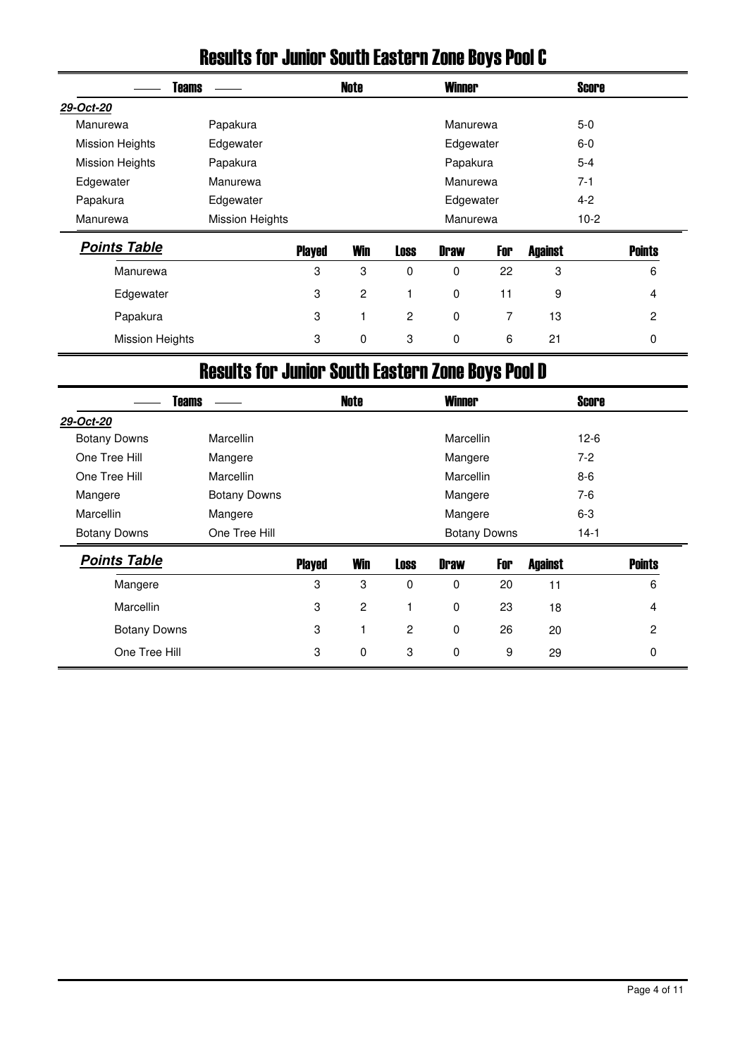# Results for Junior South Eastern Zone Boys Pool C

| Teams | | Note | Winner | Score |
|---|---|---|---|---|
| ***29-Oct-20*** | | | | |
| Manurewa | Papakura | | Manurewa | 5-0 |
| Mission Heights | Edgewater | | Edgewater | 6-0 |
| Mission Heights | Papakura | | Papakura | 5-4 |
| Edgewater | Manurewa | | Manurewa | 7-1 |
| Papakura | Edgewater | | Edgewater | 4-2 |
| Manurewa | Mission Heights | | Manurewa | 10-2 |

| ***Points Table*** | Played | Win | Loss | Draw | For | Against | Points |
|---|---|---|---|---|---|---|---|
| Manurewa | 3 | 3 | 0 | 0 | 22 | 3 | 6 |
| Edgewater | 3 | 2 | 1 | 0 | 11 | 9 | 4 |
| Papakura | 3 | 1 | 2 | 0 | 7 | 13 | 2 |
| Mission Heights | 3 | 0 | 3 | 0 | 6 | 21 | 0 |

# Results for Junior South Eastern Zone Boys Pool D

| Teams | | Note | Winner | Score |
|---|---|---|---|---|
| ***29-Oct-20*** | | | | |
| Botany Downs | Marcellin | | Marcellin | 12-6 |
| One Tree Hill | Mangere | | Mangere | 7-2 |
| One Tree Hill | Marcellin | | Marcellin | 8-6 |
| Mangere | Botany Downs | | Mangere | 7-6 |
| Marcellin | Mangere | | Mangere | 6-3 |
| Botany Downs | One Tree Hill | | Botany Downs | 14-1 |

| ***Points Table*** | Played | Win | Loss | Draw | For | Against | Points |
|---|---|---|---|---|---|---|---|
| Mangere | 3 | 3 | 0 | 0 | 20 | 11 | 6 |
| Marcellin | 3 | 2 | 1 | 0 | 23 | 18 | 4 |
| Botany Downs | 3 | 1 | 2 | 0 | 26 | 20 | 2 |
| One Tree Hill | 3 | 0 | 3 | 0 | 9 | 29 | 0 |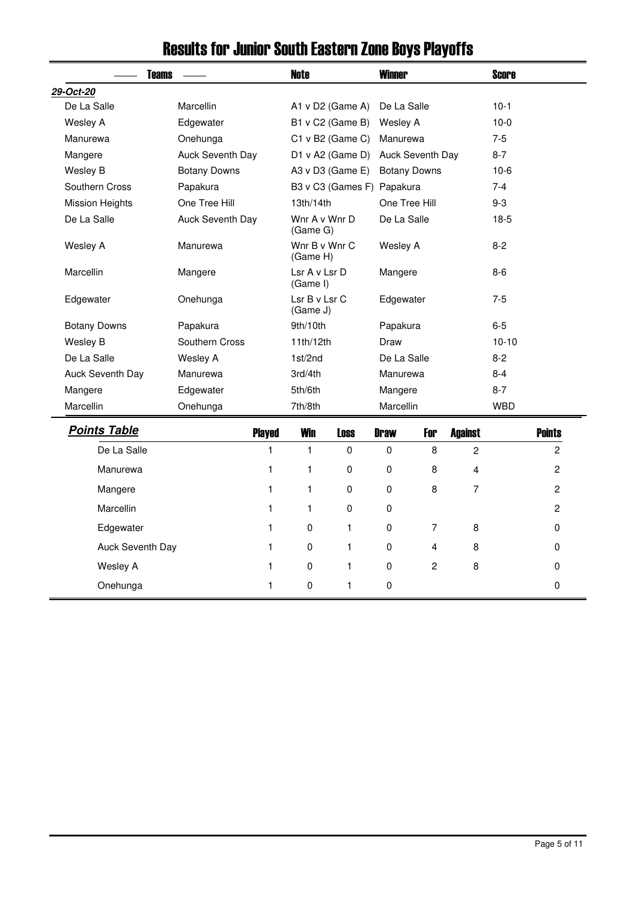# Results for Junior South Eastern Zone Boys Playoffs

| Teams | | Note | Winner | Score |
|---|---|---|---|---|
| ***29-Oct-20*** | | | | |
| De La Salle | Marcellin | A1 v D2 (Game A) | De La Salle | 10-1 |
| Wesley A | Edgewater | B1 v C2 (Game B) | Wesley A | 10-0 |
| Manurewa | Onehunga | C1 v B2 (Game C) | Manurewa | 7-5 |
| Mangere | Auck Seventh Day | D1 v A2 (Game D) | Auck Seventh Day | 8-7 |
| Wesley B | Botany Downs | A3 v D3 (Game E) | Botany Downs | 10-6 |
| Southern Cross | Papakura | B3 v C3 (Games F) | Papakura | 7-4 |
| Mission Heights | One Tree Hill | 13th/14th | One Tree Hill | 9-3 |
| De La Salle | Auck Seventh Day | Wnr A v Wnr D (Game G) | De La Salle | 18-5 |
| Wesley A | Manurewa | Wnr B v Wnr C (Game H) | Wesley A | 8-2 |
| Marcellin | Mangere | Lsr A v Lsr D (Game I) | Mangere | 8-6 |
| Edgewater | Onehunga | Lsr B v Lsr C (Game J) | Edgewater | 7-5 |
| Botany Downs | Papakura | 9th/10th | Papakura | 6-5 |
| Wesley B | Southern Cross | 11th/12th | Draw | 10-10 |
| De La Salle | Wesley A | 1st/2nd | De La Salle | 8-2 |
| Auck Seventh Day | Manurewa | 3rd/4th | Manurewa | 8-4 |
| Mangere | Edgewater | 5th/6th | Mangere | 8-7 |
| Marcellin | Onehunga | 7th/8th | Marcellin | WBD |

| ***Points Table*** | Played | Win | Loss | Draw | For | Against | Points |
|---|---|---|---|---|---|---|---|
| De La Salle | 1 | 1 | 0 | 0 | 8 | 2 | 2 |
| Manurewa | 1 | 1 | 0 | 0 | 8 | 4 | 2 |
| Mangere | 1 | 1 | 0 | 0 | 8 | 7 | 2 |
| Marcellin | 1 | 1 | 0 | 0 | | | 2 |
| Edgewater | 1 | 0 | 1 | 0 | 7 | 8 | 0 |
| Auck Seventh Day | 1 | 0 | 1 | 0 | 4 | 8 | 0 |
| Wesley A | 1 | 0 | 1 | 0 | 2 | 8 | 0 |
| Onehunga | 1 | 0 | 1 | 0 | | | 0 |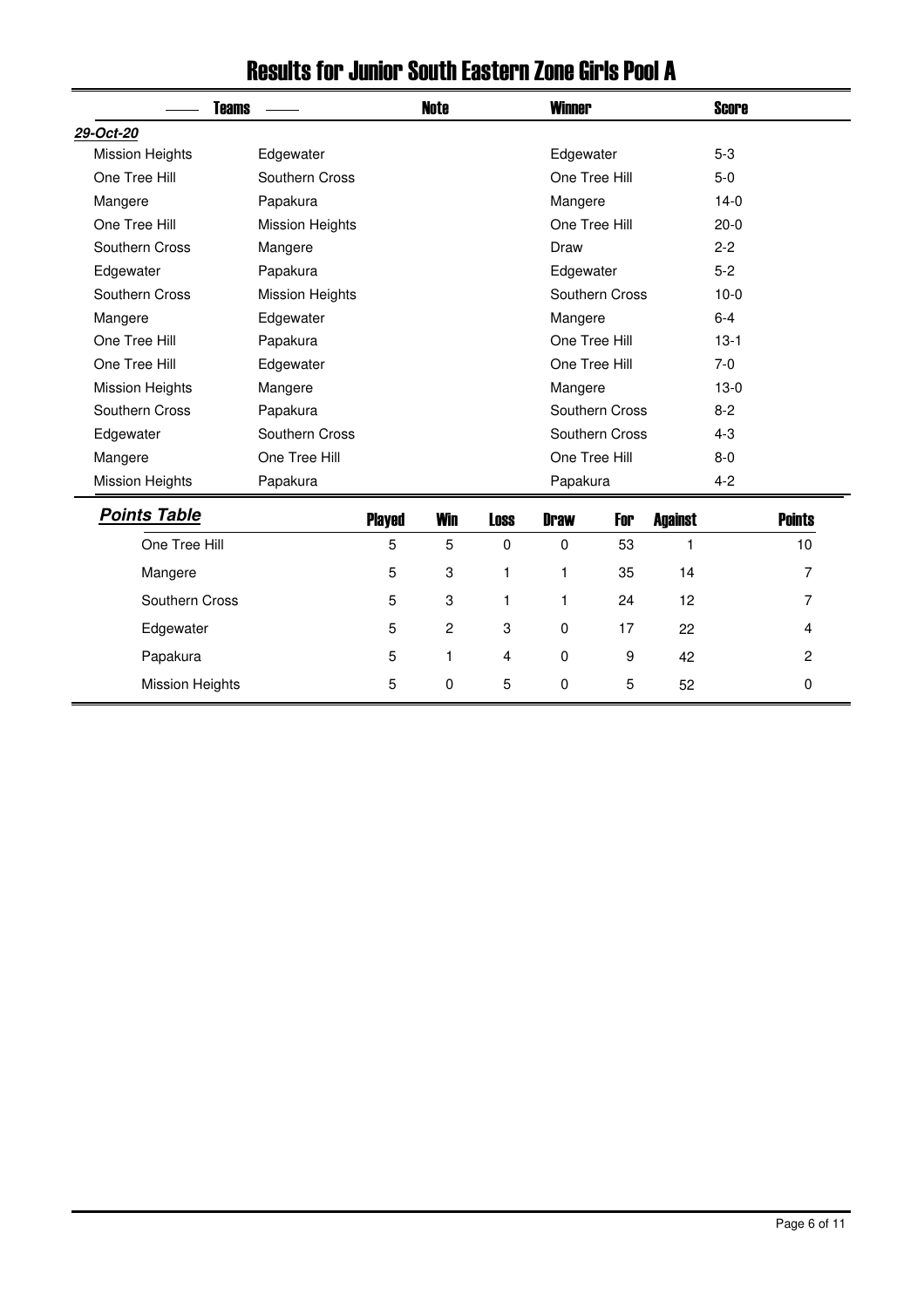# Results for Junior South Eastern Zone Girls Pool A

| Teams | | Note | Winner | Score |
|---|---|---|---|---|
| ***29-Oct-20*** | | | | |
| Mission Heights | Edgewater | | Edgewater | 5-3 |
| One Tree Hill | Southern Cross | | One Tree Hill | 5-0 |
| Mangere | Papakura | | Mangere | 14-0 |
| One Tree Hill | Mission Heights | | One Tree Hill | 20-0 |
| Southern Cross | Mangere | | Draw | 2-2 |
| Edgewater | Papakura | | Edgewater | 5-2 |
| Southern Cross | Mission Heights | | Southern Cross | 10-0 |
| Mangere | Edgewater | | Mangere | 6-4 |
| One Tree Hill | Papakura | | One Tree Hill | 13-1 |
| One Tree Hill | Edgewater | | One Tree Hill | 7-0 |
| Mission Heights | Mangere | | Mangere | 13-0 |
| Southern Cross | Papakura | | Southern Cross | 8-2 |
| Edgewater | Southern Cross | | Southern Cross | 4-3 |
| Mangere | One Tree Hill | | One Tree Hill | 8-0 |
| Mission Heights | Papakura | | Papakura | 4-2 |

***Points Table***

| Team | Played | Win | Loss | Draw | For | Against | Points |
|---|---|---|---|---|---|---|---|
| One Tree Hill | 5 | 5 | 0 | 0 | 53 | 1 | 10 |
| Mangere | 5 | 3 | 1 | 1 | 35 | 14 | 7 |
| Southern Cross | 5 | 3 | 1 | 1 | 24 | 12 | 7 |
| Edgewater | 5 | 2 | 3 | 0 | 17 | 22 | 4 |
| Papakura | 5 | 1 | 4 | 0 | 9 | 42 | 2 |
| Mission Heights | 5 | 0 | 5 | 0 | 5 | 52 | 0 |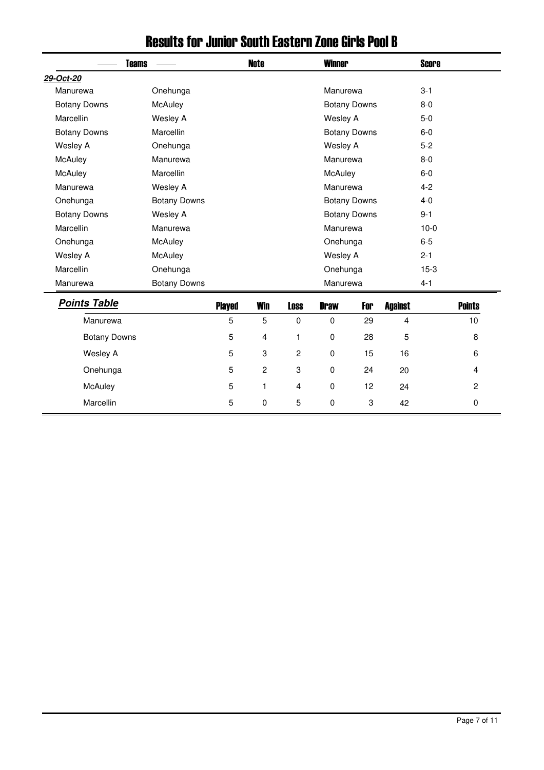# Results for Junior South Eastern Zone Girls Pool B

| Teams | | Note | Winner | Score |
|---|---|---|---|---|
| ***29-Oct-20*** | | | | |
| Manurewa | Onehunga | | Manurewa | 3-1 |
| Botany Downs | McAuley | | Botany Downs | 8-0 |
| Marcellin | Wesley A | | Wesley A | 5-0 |
| Botany Downs | Marcellin | | Botany Downs | 6-0 |
| Wesley A | Onehunga | | Wesley A | 5-2 |
| McAuley | Manurewa | | Manurewa | 8-0 |
| McAuley | Marcellin | | McAuley | 6-0 |
| Manurewa | Wesley A | | Manurewa | 4-2 |
| Onehunga | Botany Downs | | Botany Downs | 4-0 |
| Botany Downs | Wesley A | | Botany Downs | 9-1 |
| Marcellin | Manurewa | | Manurewa | 10-0 |
| Onehunga | McAuley | | Onehunga | 6-5 |
| Wesley A | McAuley | | Wesley A | 2-1 |
| Marcellin | Onehunga | | Onehunga | 15-3 |
| Manurewa | Botany Downs | | Manurewa | 4-1 |

***Points Table***

| | Played | Win | Loss | Draw | For | Against | Points |
|---|---|---|---|---|---|---|---|
| Manurewa | 5 | 5 | 0 | 0 | 29 | 4 | 10 |
| Botany Downs | 5 | 4 | 1 | 0 | 28 | 5 | 8 |
| Wesley A | 5 | 3 | 2 | 0 | 15 | 16 | 6 |
| Onehunga | 5 | 2 | 3 | 0 | 24 | 20 | 4 |
| McAuley | 5 | 1 | 4 | 0 | 12 | 24 | 2 |
| Marcellin | 5 | 0 | 5 | 0 | 3 | 42 | 0 |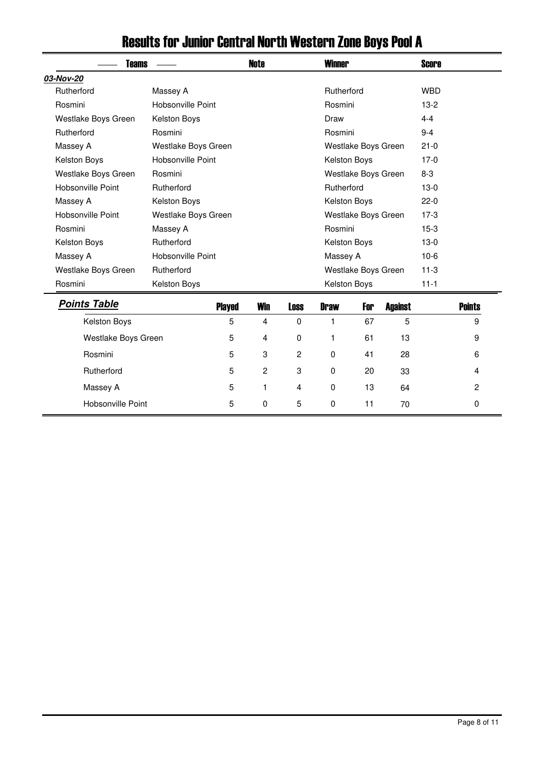# Results for Junior Central North Western Zone Boys Pool A

| Teams | | Note | Winner | Score |
|---|---|---|---|---|
| ***03-Nov-20*** | | | | |
| Rutherford | Massey A | | Rutherford | WBD |
| Rosmini | Hobsonville Point | | Rosmini | 13-2 |
| Westlake Boys Green | Kelston Boys | | Draw | 4-4 |
| Rutherford | Rosmini | | Rosmini | 9-4 |
| Massey A | Westlake Boys Green | | Westlake Boys Green | 21-0 |
| Kelston Boys | Hobsonville Point | | Kelston Boys | 17-0 |
| Westlake Boys Green | Rosmini | | Westlake Boys Green | 8-3 |
| Hobsonville Point | Rutherford | | Rutherford | 13-0 |
| Massey A | Kelston Boys | | Kelston Boys | 22-0 |
| Hobsonville Point | Westlake Boys Green | | Westlake Boys Green | 17-3 |
| Rosmini | Massey A | | Rosmini | 15-3 |
| Kelston Boys | Rutherford | | Kelston Boys | 13-0 |
| Massey A | Hobsonville Point | | Massey A | 10-6 |
| Westlake Boys Green | Rutherford | | Westlake Boys Green | 11-3 |
| Rosmini | Kelston Boys | | Kelston Boys | 11-1 |

| ***Points Table*** | Played | Win | Loss | Draw | For | Against | Points |
|---|---|---|---|---|---|---|---|
| Kelston Boys | 5 | 4 | 0 | 1 | 67 | 5 | 9 |
| Westlake Boys Green | 5 | 4 | 0 | 1 | 61 | 13 | 9 |
| Rosmini | 5 | 3 | 2 | 0 | 41 | 28 | 6 |
| Rutherford | 5 | 2 | 3 | 0 | 20 | 33 | 4 |
| Massey A | 5 | 1 | 4 | 0 | 13 | 64 | 2 |
| Hobsonville Point | 5 | 0 | 5 | 0 | 11 | 70 | 0 |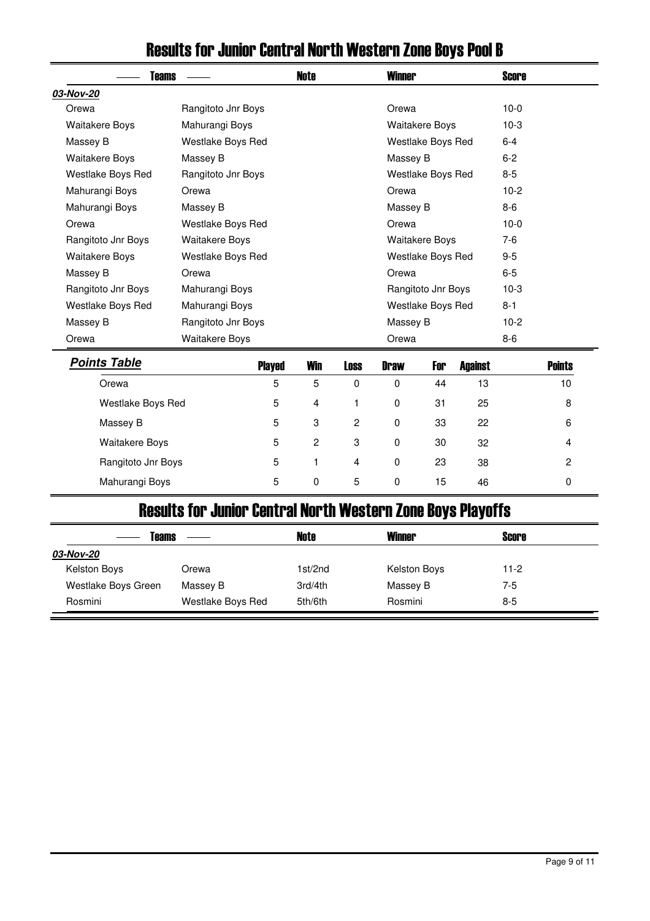# Results for Junior Central North Western Zone Boys Pool B

| Teams | | Note | Winner | Score |
|---|---|---|---|---|
| ***03-Nov-20*** | | | | |
| Orewa | Rangitoto Jnr Boys | | Orewa | 10-0 |
| Waitakere Boys | Mahurangi Boys | | Waitakere Boys | 10-3 |
| Massey B | Westlake Boys Red | | Westlake Boys Red | 6-4 |
| Waitakere Boys | Massey B | | Massey B | 6-2 |
| Westlake Boys Red | Rangitoto Jnr Boys | | Westlake Boys Red | 8-5 |
| Mahurangi Boys | Orewa | | Orewa | 10-2 |
| Mahurangi Boys | Massey B | | Massey B | 8-6 |
| Orewa | Westlake Boys Red | | Orewa | 10-0 |
| Rangitoto Jnr Boys | Waitakere Boys | | Waitakere Boys | 7-6 |
| Waitakere Boys | Westlake Boys Red | | Westlake Boys Red | 9-5 |
| Massey B | Orewa | | Orewa | 6-5 |
| Rangitoto Jnr Boys | Mahurangi Boys | | Rangitoto Jnr Boys | 10-3 |
| Westlake Boys Red | Mahurangi Boys | | Westlake Boys Red | 8-1 |
| Massey B | Rangitoto Jnr Boys | | Massey B | 10-2 |
| Orewa | Waitakere Boys | | Orewa | 8-6 |

***Points Table***

| Team | Played | Win | Loss | Draw | For | Against | Points |
|---|---|---|---|---|---|---|---|
| Orewa | 5 | 5 | 0 | 0 | 44 | 13 | 10 |
| Westlake Boys Red | 5 | 4 | 1 | 0 | 31 | 25 | 8 |
| Massey B | 5 | 3 | 2 | 0 | 33 | 22 | 6 |
| Waitakere Boys | 5 | 2 | 3 | 0 | 30 | 32 | 4 |
| Rangitoto Jnr Boys | 5 | 1 | 4 | 0 | 23 | 38 | 2 |
| Mahurangi Boys | 5 | 0 | 5 | 0 | 15 | 46 | 0 |

# Results for Junior Central North Western Zone Boys Playoffs

| Teams | | Note | Winner | Score |
|---|---|---|---|---|
| ***03-Nov-20*** | | | | |
| Kelston Boys | Orewa | 1st/2nd | Kelston Boys | 11-2 |
| Westlake Boys Green | Massey B | 3rd/4th | Massey B | 7-5 |
| Rosmini | Westlake Boys Red | 5th/6th | Rosmini | 8-5 |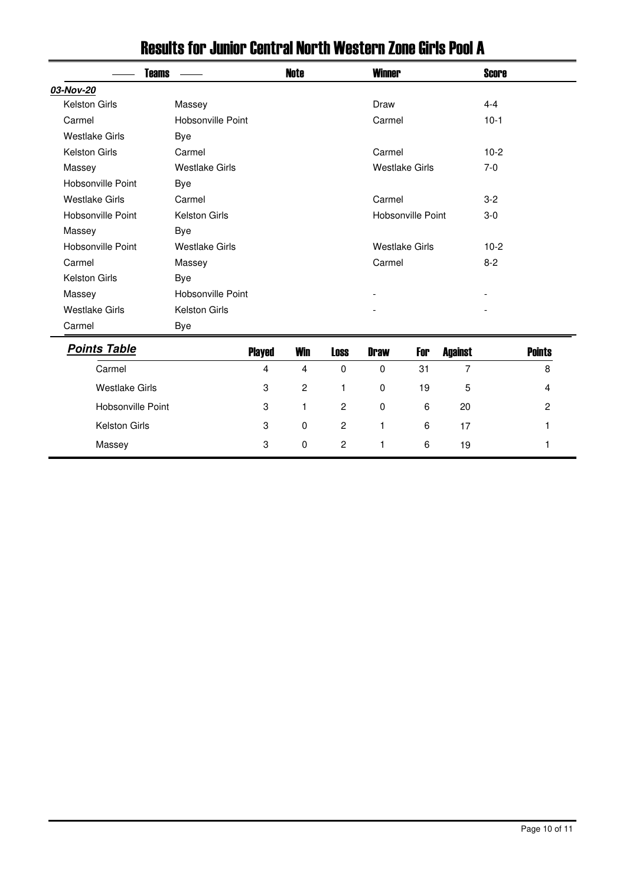# Results for Junior Central North Western Zone Girls Pool A

| Teams | | Note | Winner | Score |
|---|---|---|---|---|
| ***03-Nov-20*** | | | | |
| Kelston Girls | Massey | | Draw | 4-4 |
| Carmel | Hobsonville Point | | Carmel | 10-1 |
| Westlake Girls | Bye | | | |
| Kelston Girls | Carmel | | Carmel | 10-2 |
| Massey | Westlake Girls | | Westlake Girls | 7-0 |
| Hobsonville Point | Bye | | | |
| Westlake Girls | Carmel | | Carmel | 3-2 |
| Hobsonville Point | Kelston Girls | | Hobsonville Point | 3-0 |
| Massey | Bye | | | |
| Hobsonville Point | Westlake Girls | | Westlake Girls | 10-2 |
| Carmel | Massey | | Carmel | 8-2 |
| Kelston Girls | Bye | | | |
| Massey | Hobsonville Point | | - | - |
| Westlake Girls | Kelston Girls | | - | - |
| Carmel | Bye | | | |

| ***Points Table*** | Played | Win | Loss | Draw | For | Against | Points |
|---|---|---|---|---|---|---|---|
| Carmel | 4 | 4 | 0 | 0 | 31 | 7 | 8 |
| Westlake Girls | 3 | 2 | 1 | 0 | 19 | 5 | 4 |
| Hobsonville Point | 3 | 1 | 2 | 0 | 6 | 20 | 2 |
| Kelston Girls | 3 | 0 | 2 | 1 | 6 | 17 | 1 |
| Massey | 3 | 0 | 2 | 1 | 6 | 19 | 1 |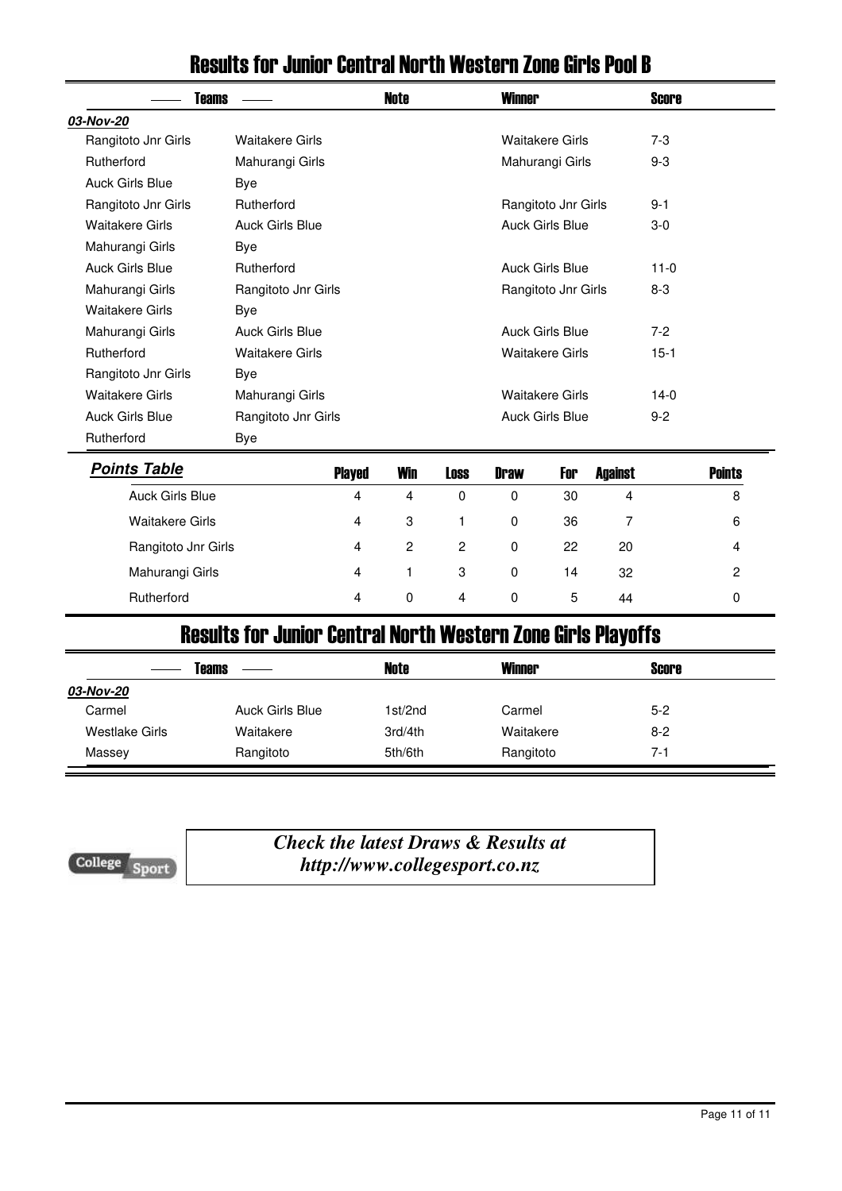# Results for Junior Central North Western Zone Girls Pool B

| Teams | | Note | Winner | Score |
|---|---|---|---|---|
| **03-Nov-20** | | | | |
| Rangitoto Jnr Girls | Waitakere Girls | | Waitakere Girls | 7-3 |
| Rutherford | Mahurangi Girls | | Mahurangi Girls | 9-3 |
| Auck Girls Blue | Bye | | | |
| Rangitoto Jnr Girls | Rutherford | | Rangitoto Jnr Girls | 9-1 |
| Waitakere Girls | Auck Girls Blue | | Auck Girls Blue | 3-0 |
| Mahurangi Girls | Bye | | | |
| Auck Girls Blue | Rutherford | | Auck Girls Blue | 11-0 |
| Mahurangi Girls | Rangitoto Jnr Girls | | Rangitoto Jnr Girls | 8-3 |
| Waitakere Girls | Bye | | | |
| Mahurangi Girls | Auck Girls Blue | | Auck Girls Blue | 7-2 |
| Rutherford | Waitakere Girls | | Waitakere Girls | 15-1 |
| Rangitoto Jnr Girls | Bye | | | |
| Waitakere Girls | Mahurangi Girls | | Waitakere Girls | 14-0 |
| Auck Girls Blue | Rangitoto Jnr Girls | | Auck Girls Blue | 9-2 |
| Rutherford | Bye | | | |

| *Points Table* | Played | Win | Loss | Draw | For | Against | Points |
|---|---|---|---|---|---|---|---|
| Auck Girls Blue | 4 | 4 | 0 | 0 | 30 | 4 | 8 |
| Waitakere Girls | 4 | 3 | 1 | 0 | 36 | 7 | 6 |
| Rangitoto Jnr Girls | 4 | 2 | 2 | 0 | 22 | 20 | 4 |
| Mahurangi Girls | 4 | 1 | 3 | 0 | 14 | 32 | 2 |
| Rutherford | 4 | 0 | 4 | 0 | 5 | 44 | 0 |

# Results for Junior Central North Western Zone Girls Playoffs

| Teams | | Note | Winner | Score |
|---|---|---|---|---|
| **03-Nov-20** | | | | |
| Carmel | Auck Girls Blue | 1st/2nd | Carmel | 5-2 |
| Westlake Girls | Waitakere | 3rd/4th | Waitakere | 8-2 |
| Massey | Rangitoto | 5th/6th | Rangitoto | 7-1 |

College Sport

***Check the latest Draws & Results at http://www.collegesport.co.nz***